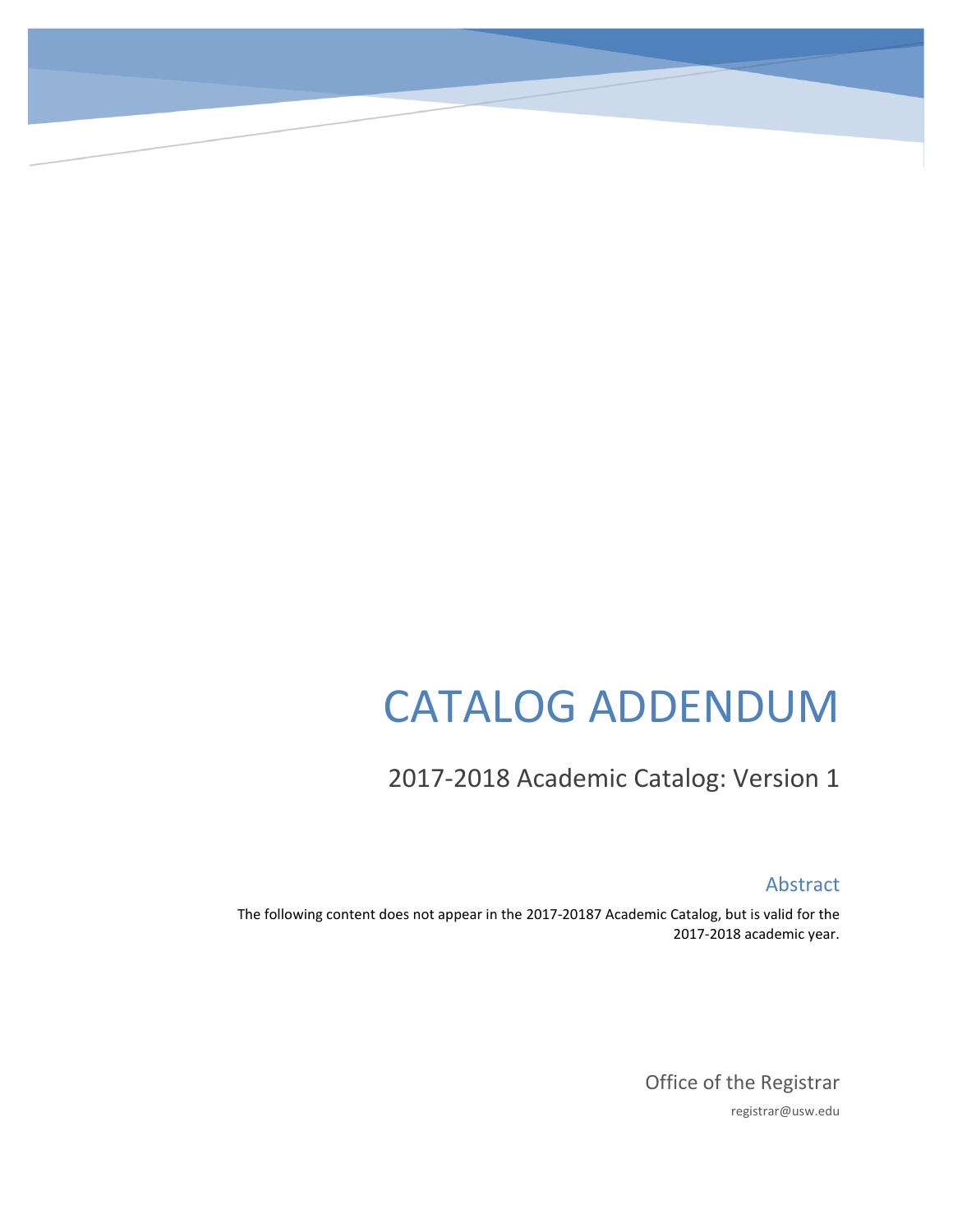# CATALOG ADDENDUM

## 2017-2018 Academic Catalog: Version 1

### Abstract

The following content does not appear in the 2017-20187 Academic Catalog, but is valid for the 2017-2018 academic year.

Office of the Registrar

registrar@usw.edu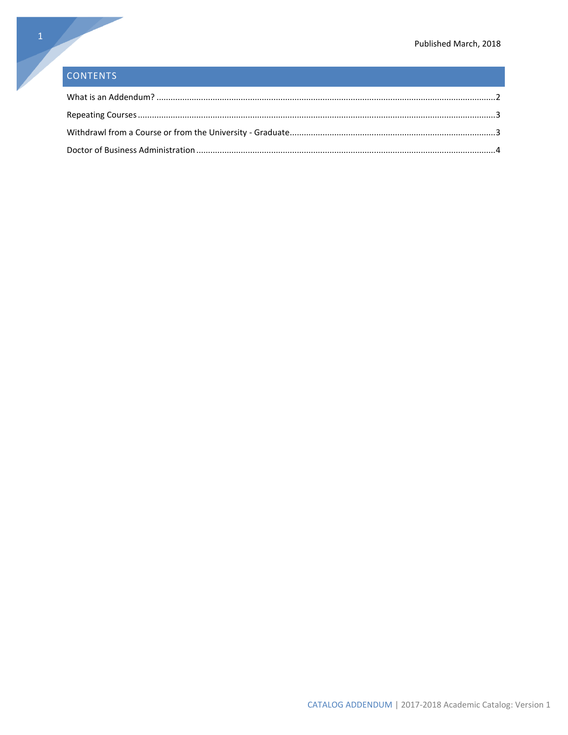Published March, 2018

## CONTENTS

What is an Addendum? ....................................................................................................................................2

Repeating Courses ..........................................................................................................................................3

Withdrawl from a Course or from the University - Graduate........................................................................3

Doctor of Business Administration .................................................................................................................4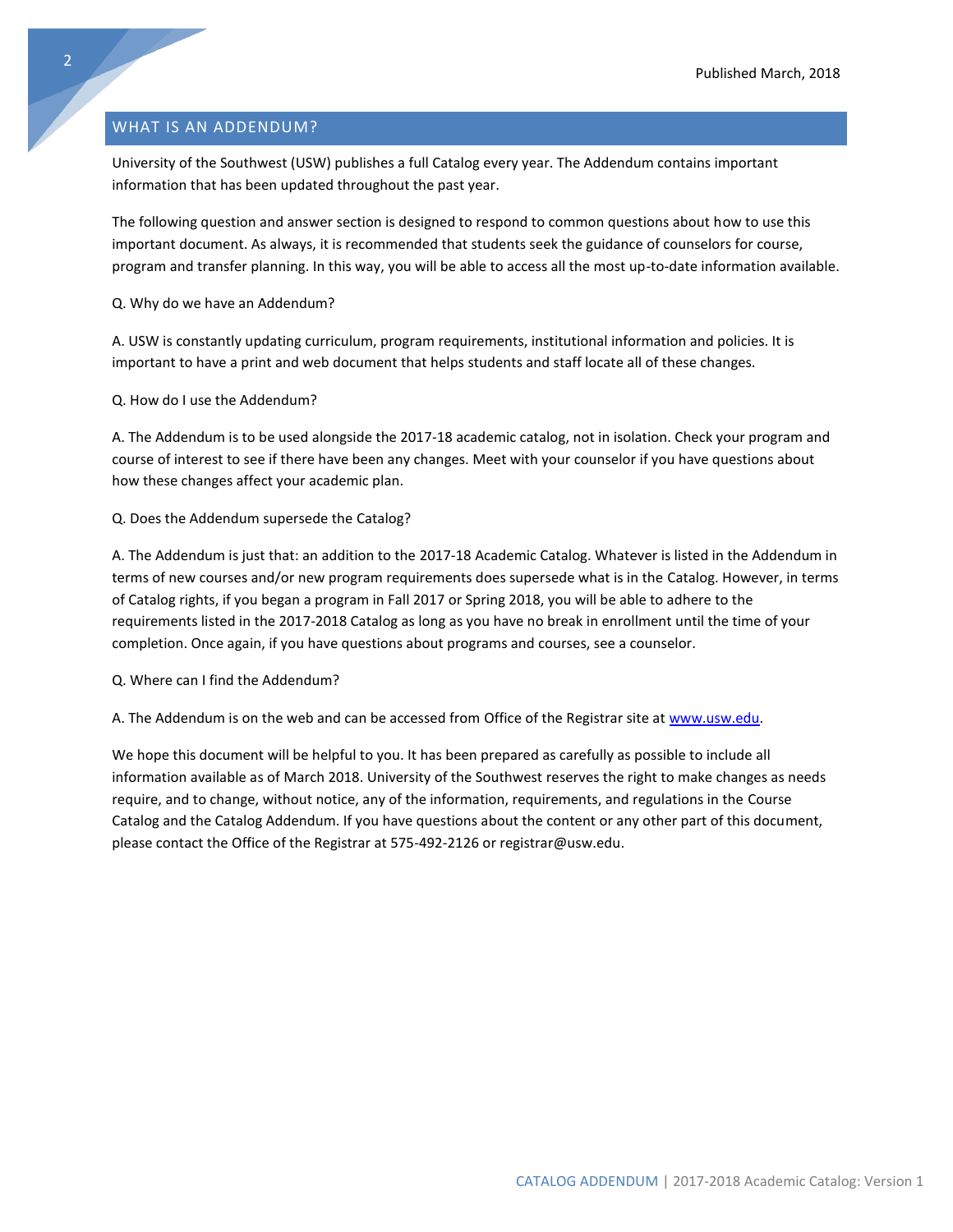Published March, 2018

## WHAT IS AN ADDENDUM?

University of the Southwest (USW) publishes a full Catalog every year. The Addendum contains important information that has been updated throughout the past year.

The following question and answer section is designed to respond to common questions about how to use this important document. As always, it is recommended that students seek the guidance of counselors for course, program and transfer planning. In this way, you will be able to access all the most up-to-date information available.

Q. Why do we have an Addendum?

A. USW is constantly updating curriculum, program requirements, institutional information and policies. It is important to have a print and web document that helps students and staff locate all of these changes.

Q. How do I use the Addendum?

A. The Addendum is to be used alongside the 2017-18 academic catalog, not in isolation. Check your program and course of interest to see if there have been any changes. Meet with your counselor if you have questions about how these changes affect your academic plan.

Q. Does the Addendum supersede the Catalog?

A. The Addendum is just that: an addition to the 2017-18 Academic Catalog. Whatever is listed in the Addendum in terms of new courses and/or new program requirements does supersede what is in the Catalog. However, in terms of Catalog rights, if you began a program in Fall 2017 or Spring 2018, you will be able to adhere to the requirements listed in the 2017-2018 Catalog as long as you have no break in enrollment until the time of your completion. Once again, if you have questions about programs and courses, see a counselor.

Q. Where can I find the Addendum?

A. The Addendum is on the web and can be accessed from Office of the Registrar site at [www.usw.edu](www.usw.edu).

We hope this document will be helpful to you. It has been prepared as carefully as possible to include all information available as of March 2018. University of the Southwest reserves the right to make changes as needs require, and to change, without notice, any of the information, requirements, and regulations in the Course Catalog and the Catalog Addendum. If you have questions about the content or any other part of this document, please contact the Office of the Registrar at 575-492-2126 or registrar@usw.edu.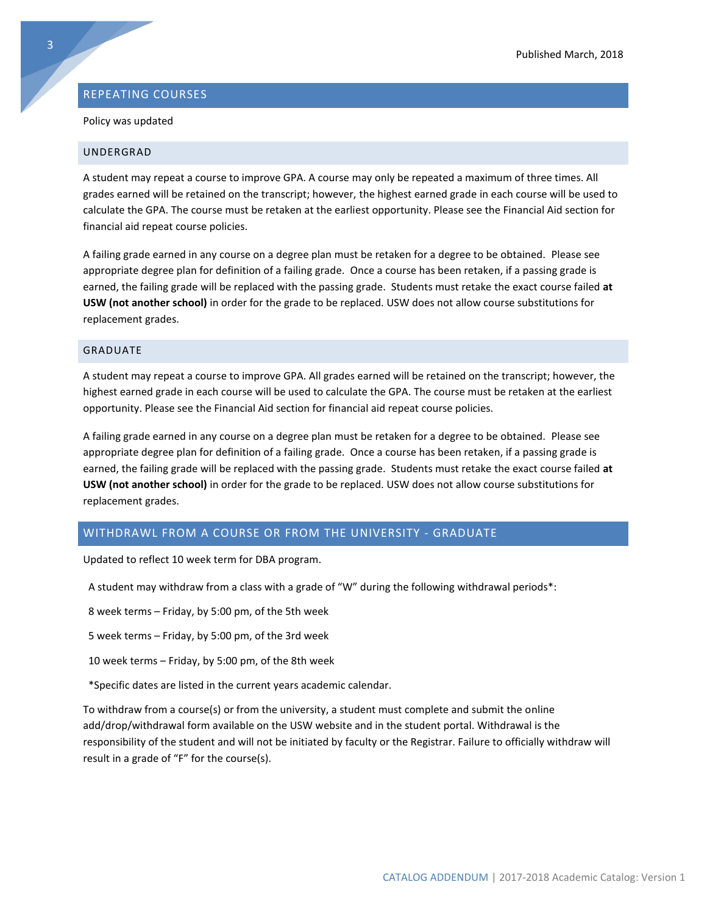## REPEATING COURSES

Policy was updated

### UNDERGRAD

A student may repeat a course to improve GPA. A course may only be repeated a maximum of three times. All grades earned will be retained on the transcript; however, the highest earned grade in each course will be used to calculate the GPA. The course must be retaken at the earliest opportunity. Please see the Financial Aid section for financial aid repeat course policies.

A failing grade earned in any course on a degree plan must be retaken for a degree to be obtained. Please see appropriate degree plan for definition of a failing grade. Once a course has been retaken, if a passing grade is earned, the failing grade will be replaced with the passing grade. Students must retake the exact course failed **at USW (not another school)** in order for the grade to be replaced. USW does not allow course substitutions for replacement grades.

### GRADUATE

A student may repeat a course to improve GPA. All grades earned will be retained on the transcript; however, the highest earned grade in each course will be used to calculate the GPA. The course must be retaken at the earliest opportunity. Please see the Financial Aid section for financial aid repeat course policies.

A failing grade earned in any course on a degree plan must be retaken for a degree to be obtained. Please see appropriate degree plan for definition of a failing grade. Once a course has been retaken, if a passing grade is earned, the failing grade will be replaced with the passing grade. Students must retake the exact course failed **at USW (not another school)** in order for the grade to be replaced. USW does not allow course substitutions for replacement grades.

## WITHDRAWL FROM A COURSE OR FROM THE UNIVERSITY - GRADUATE

Updated to reflect 10 week term for DBA program.

A student may withdraw from a class with a grade of "W" during the following withdrawal periods*:

8 week terms – Friday, by 5:00 pm, of the 5th week

5 week terms – Friday, by 5:00 pm, of the 3rd week

10 week terms – Friday, by 5:00 pm, of the 8th week

*Specific dates are listed in the current years academic calendar.

To withdraw from a course(s) or from the university, a student must complete and submit the online add/drop/withdrawal form available on the USW website and in the student portal. Withdrawal is the responsibility of the student and will not be initiated by faculty or the Registrar. Failure to officially withdraw will result in a grade of "F" for the course(s).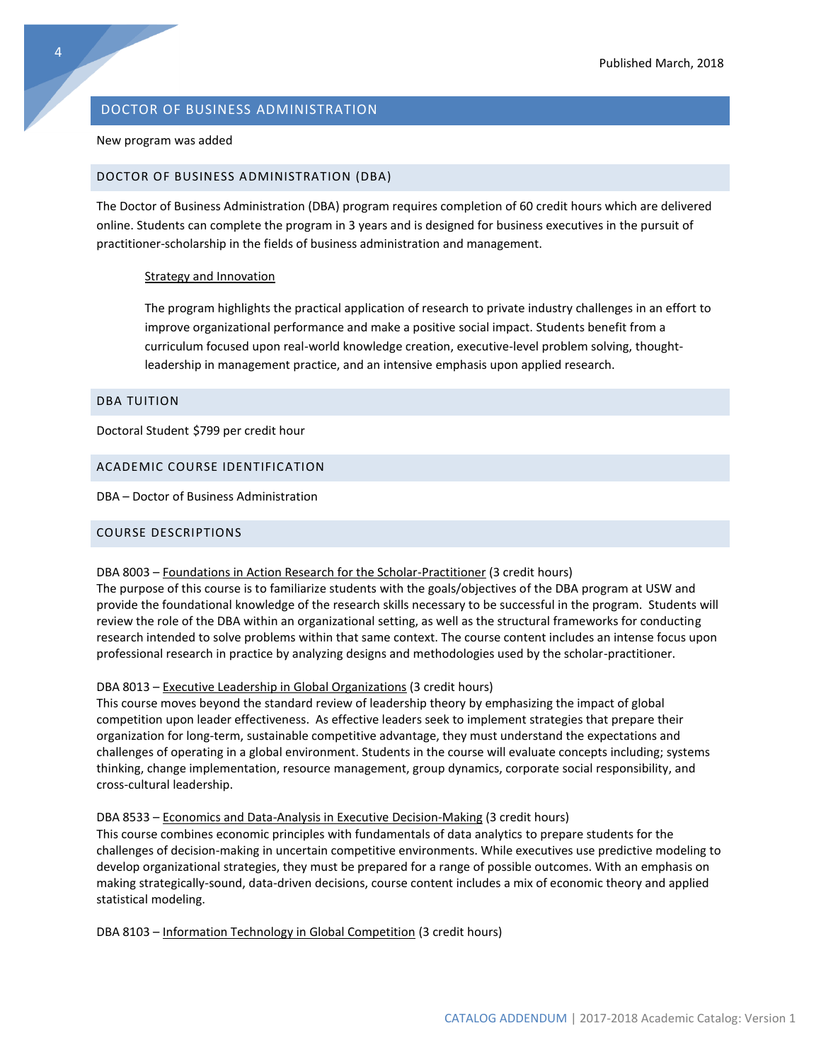## DOCTOR OF BUSINESS ADMINISTRATION

New program was added

### DOCTOR OF BUSINESS ADMINISTRATION (DBA)

The Doctor of Business Administration (DBA) program requires completion of 60 credit hours which are delivered online. Students can complete the program in 3 years and is designed for business executives in the pursuit of practitioner-scholarship in the fields of business administration and management.

Strategy and Innovation

The program highlights the practical application of research to private industry challenges in an effort to improve organizational performance and make a positive social impact. Students benefit from a curriculum focused upon real-world knowledge creation, executive-level problem solving, thought-leadership in management practice, and an intensive emphasis upon applied research.

### DBA TUITION

Doctoral Student $799 per credit hour

### ACADEMIC COURSE IDENTIFICATION

DBA – Doctor of Business Administration

### COURSE DESCRIPTIONS

DBA 8003 – Foundations in Action Research for the Scholar-Practitioner (3 credit hours)
The purpose of this course is to familiarize students with the goals/objectives of the DBA program at USW and provide the foundational knowledge of the research skills necessary to be successful in the program. Students will review the role of the DBA within an organizational setting, as well as the structural frameworks for conducting research intended to solve problems within that same context. The course content includes an intense focus upon professional research in practice by analyzing designs and methodologies used by the scholar-practitioner.

DBA 8013 – Executive Leadership in Global Organizations (3 credit hours)
This course moves beyond the standard review of leadership theory by emphasizing the impact of global competition upon leader effectiveness. As effective leaders seek to implement strategies that prepare their organization for long-term, sustainable competitive advantage, they must understand the expectations and challenges of operating in a global environment. Students in the course will evaluate concepts including; systems thinking, change implementation, resource management, group dynamics, corporate social responsibility, and cross-cultural leadership.

DBA 8533 – Economics and Data-Analysis in Executive Decision-Making (3 credit hours)
This course combines economic principles with fundamentals of data analytics to prepare students for the challenges of decision-making in uncertain competitive environments. While executives use predictive modeling to develop organizational strategies, they must be prepared for a range of possible outcomes. With an emphasis on making strategically-sound, data-driven decisions, course content includes a mix of economic theory and applied statistical modeling.

DBA 8103 – Information Technology in Global Competition (3 credit hours)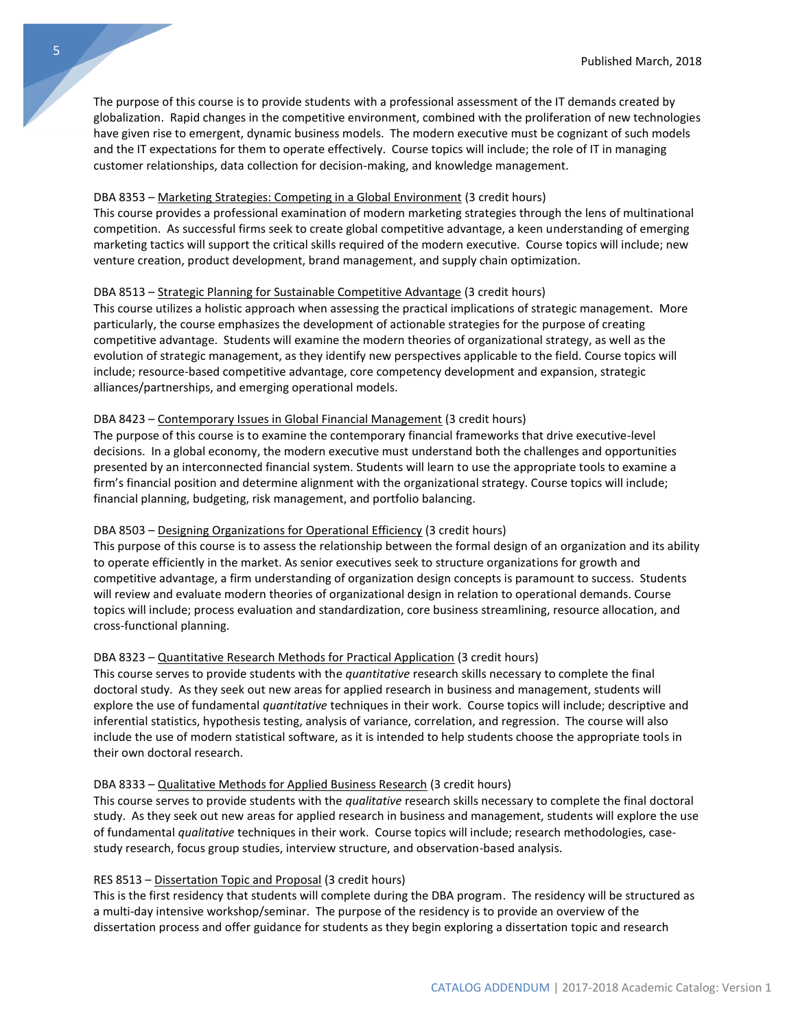The purpose of this course is to provide students with a professional assessment of the IT demands created by globalization. Rapid changes in the competitive environment, combined with the proliferation of new technologies have given rise to emergent, dynamic business models. The modern executive must be cognizant of such models and the IT expectations for them to operate effectively. Course topics will include; the role of IT in managing customer relationships, data collection for decision-making, and knowledge management.

DBA 8353 – <u>Marketing Strategies: Competing in a Global Environment</u> (3 credit hours)
This course provides a professional examination of modern marketing strategies through the lens of multinational competition. As successful firms seek to create global competitive advantage, a keen understanding of emerging marketing tactics will support the critical skills required of the modern executive. Course topics will include; new venture creation, product development, brand management, and supply chain optimization.

DBA 8513 – <u>Strategic Planning for Sustainable Competitive Advantage</u> (3 credit hours)
This course utilizes a holistic approach when assessing the practical implications of strategic management. More particularly, the course emphasizes the development of actionable strategies for the purpose of creating competitive advantage. Students will examine the modern theories of organizational strategy, as well as the evolution of strategic management, as they identify new perspectives applicable to the field. Course topics will include; resource-based competitive advantage, core competency development and expansion, strategic alliances/partnerships, and emerging operational models.

DBA 8423 – <u>Contemporary Issues in Global Financial Management</u> (3 credit hours)
The purpose of this course is to examine the contemporary financial frameworks that drive executive-level decisions. In a global economy, the modern executive must understand both the challenges and opportunities presented by an interconnected financial system. Students will learn to use the appropriate tools to examine a firm's financial position and determine alignment with the organizational strategy. Course topics will include; financial planning, budgeting, risk management, and portfolio balancing.

DBA 8503 – <u>Designing Organizations for Operational Efficiency</u> (3 credit hours)
This purpose of this course is to assess the relationship between the formal design of an organization and its ability to operate efficiently in the market. As senior executives seek to structure organizations for growth and competitive advantage, a firm understanding of organization design concepts is paramount to success. Students will review and evaluate modern theories of organizational design in relation to operational demands. Course topics will include; process evaluation and standardization, core business streamlining, resource allocation, and cross-functional planning.

DBA 8323 – <u>Quantitative Research Methods for Practical Application</u> (3 credit hours)
This course serves to provide students with the *quantitative* research skills necessary to complete the final doctoral study. As they seek out new areas for applied research in business and management, students will explore the use of fundamental *quantitative* techniques in their work. Course topics will include; descriptive and inferential statistics, hypothesis testing, analysis of variance, correlation, and regression. The course will also include the use of modern statistical software, as it is intended to help students choose the appropriate tools in their own doctoral research.

DBA 8333 – <u>Qualitative Methods for Applied Business Research</u> (3 credit hours)
This course serves to provide students with the *qualitative* research skills necessary to complete the final doctoral study. As they seek out new areas for applied research in business and management, students will explore the use of fundamental *qualitative* techniques in their work. Course topics will include; research methodologies, case-study research, focus group studies, interview structure, and observation-based analysis.

RES 8513 – <u>Dissertation Topic and Proposal</u> (3 credit hours)
This is the first residency that students will complete during the DBA program. The residency will be structured as a multi-day intensive workshop/seminar. The purpose of the residency is to provide an overview of the dissertation process and offer guidance for students as they begin exploring a dissertation topic and research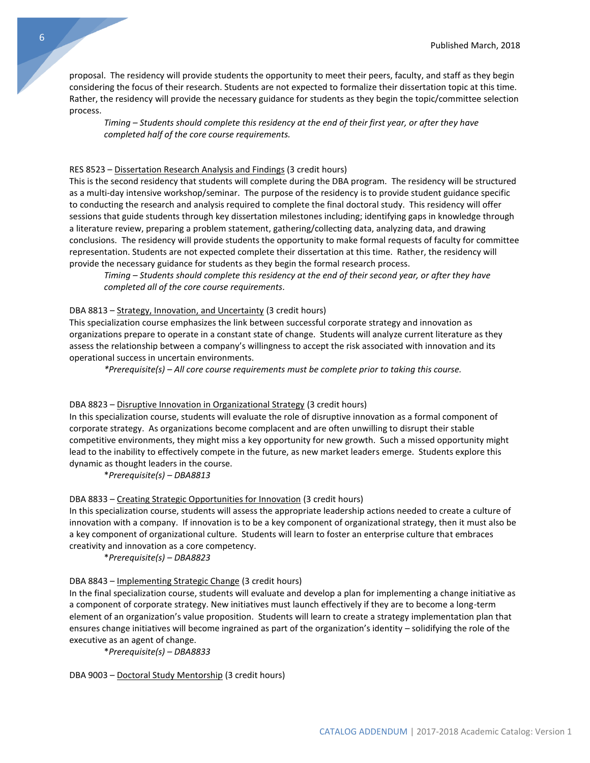proposal. The residency will provide students the opportunity to meet their peers, faculty, and staff as they begin considering the focus of their research. Students are not expected to formalize their dissertation topic at this time. Rather, the residency will provide the necessary guidance for students as they begin the topic/committee selection process.

> *Timing – Students should complete this residency at the end of their first year, or after they have completed half of the core course requirements.*

RES 8523 – Dissertation Research Analysis and Findings (3 credit hours)
This is the second residency that students will complete during the DBA program. The residency will be structured as a multi-day intensive workshop/seminar. The purpose of the residency is to provide student guidance specific to conducting the research and analysis required to complete the final doctoral study. This residency will offer sessions that guide students through key dissertation milestones including; identifying gaps in knowledge through a literature review, preparing a problem statement, gathering/collecting data, analyzing data, and drawing conclusions. The residency will provide students the opportunity to make formal requests of faculty for committee representation. Students are not expected complete their dissertation at this time. Rather, the residency will provide the necessary guidance for students as they begin the formal research process.

> *Timing – Students should complete this residency at the end of their second year, or after they have completed all of the core course requirements.*

DBA 8813 – Strategy, Innovation, and Uncertainty (3 credit hours)
This specialization course emphasizes the link between successful corporate strategy and innovation as organizations prepare to operate in a constant state of change. Students will analyze current literature as they assess the relationship between a company's willingness to accept the risk associated with innovation and its operational success in uncertain environments.

> *\*Prerequisite(s) – All core course requirements must be complete prior to taking this course.*

DBA 8823 – Disruptive Innovation in Organizational Strategy (3 credit hours)
In this specialization course, students will evaluate the role of disruptive innovation as a formal component of corporate strategy. As organizations become complacent and are often unwilling to disrupt their stable competitive environments, they might miss a key opportunity for new growth. Such a missed opportunity might lead to the inability to effectively compete in the future, as new market leaders emerge. Students explore this dynamic as thought leaders in the course.

> \**Prerequisite(s) – DBA8813*

DBA 8833 – Creating Strategic Opportunities for Innovation (3 credit hours)
In this specialization course, students will assess the appropriate leadership actions needed to create a culture of innovation with a company. If innovation is to be a key component of organizational strategy, then it must also be a key component of organizational culture. Students will learn to foster an enterprise culture that embraces creativity and innovation as a core competency.

> \**Prerequisite(s) – DBA8823*

DBA 8843 – Implementing Strategic Change (3 credit hours)
In the final specialization course, students will evaluate and develop a plan for implementing a change initiative as a component of corporate strategy. New initiatives must launch effectively if they are to become a long-term element of an organization's value proposition. Students will learn to create a strategy implementation plan that ensures change initiatives will become ingrained as part of the organization's identity – solidifying the role of the executive as an agent of change.

> \**Prerequisite(s) – DBA8833*

DBA 9003 – Doctoral Study Mentorship (3 credit hours)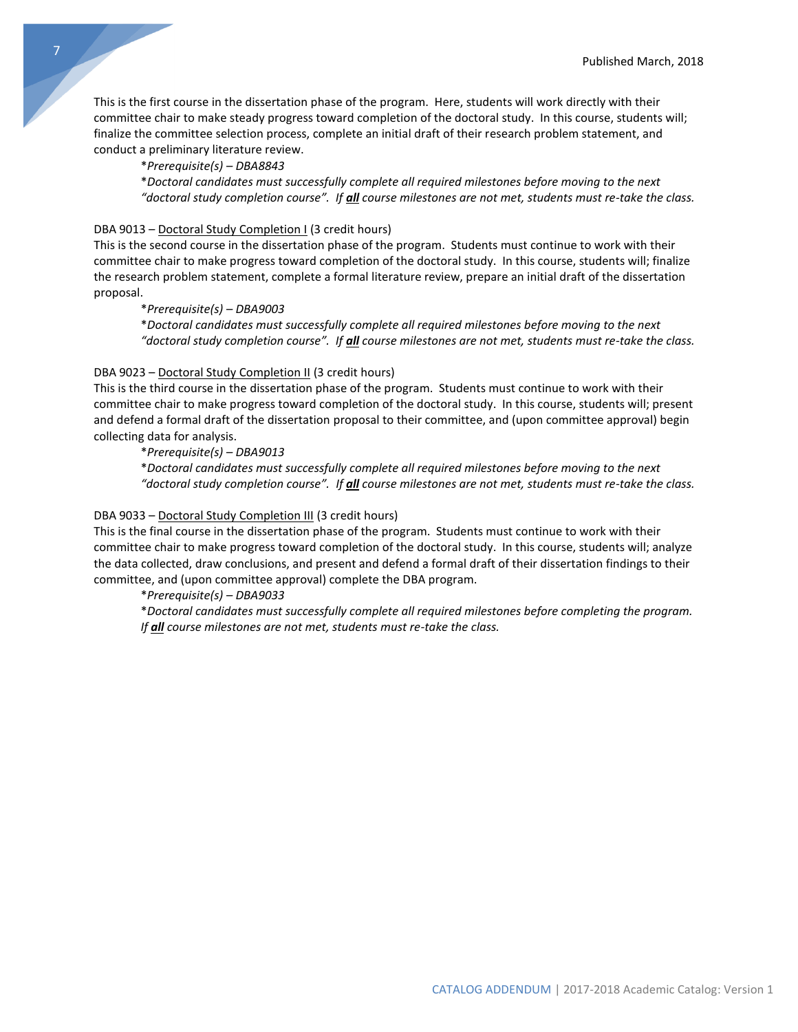This is the first course in the dissertation phase of the program. Here, students will work directly with their committee chair to make steady progress toward completion of the doctoral study. In this course, students will; finalize the committee selection process, complete an initial draft of their research problem statement, and conduct a preliminary literature review.

> *\*Prerequisite(s) – DBA8843*
>
> *\*Doctoral candidates must successfully complete all required milestones before moving to the next "doctoral study completion course". If **all** course milestones are not met, students must re-take the class.*

DBA 9013 – Doctoral Study Completion I (3 credit hours)

This is the second course in the dissertation phase of the program. Students must continue to work with their committee chair to make progress toward completion of the doctoral study. In this course, students will; finalize the research problem statement, complete a formal literature review, prepare an initial draft of the dissertation proposal.

> *\*Prerequisite(s) – DBA9003*
>
> *\*Doctoral candidates must successfully complete all required milestones before moving to the next "doctoral study completion course". If **all** course milestones are not met, students must re-take the class.*

DBA 9023 – Doctoral Study Completion II (3 credit hours)

This is the third course in the dissertation phase of the program. Students must continue to work with their committee chair to make progress toward completion of the doctoral study. In this course, students will; present and defend a formal draft of the dissertation proposal to their committee, and (upon committee approval) begin collecting data for analysis.

> *\*Prerequisite(s) – DBA9013*
>
> *\*Doctoral candidates must successfully complete all required milestones before moving to the next "doctoral study completion course". If **all** course milestones are not met, students must re-take the class.*

DBA 9033 – Doctoral Study Completion III (3 credit hours)

This is the final course in the dissertation phase of the program. Students must continue to work with their committee chair to make progress toward completion of the doctoral study. In this course, students will; analyze the data collected, draw conclusions, and present and defend a formal draft of their dissertation findings to their committee, and (upon committee approval) complete the DBA program.

> *\*Prerequisite(s) – DBA9033*
>
> *\*Doctoral candidates must successfully complete all required milestones before completing the program. If **all** course milestones are not met, students must re-take the class.*